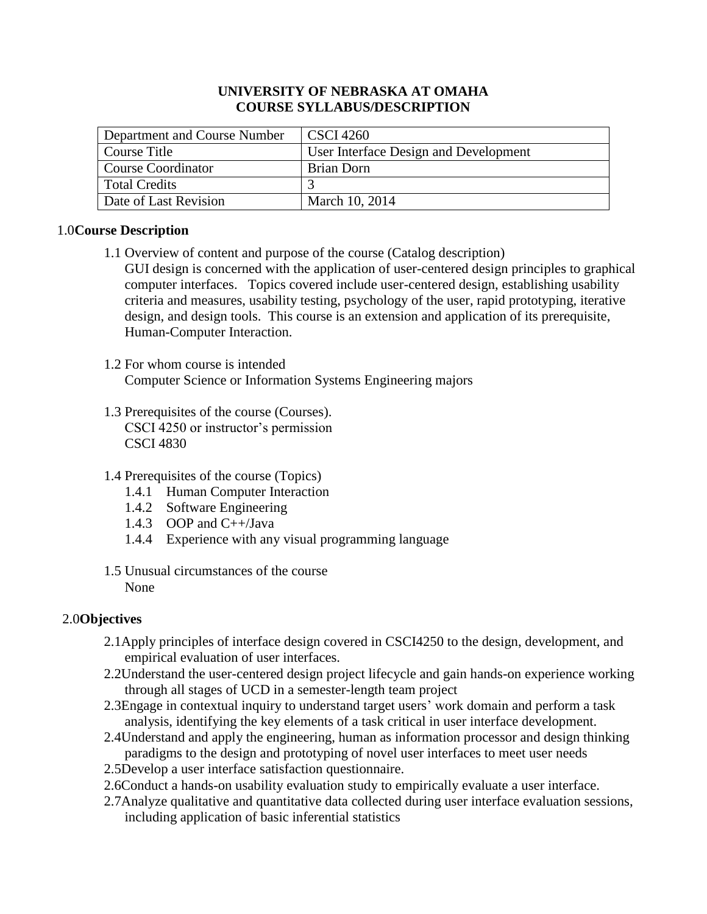# UNIVERSITY OF NEBRASKA AT OMAHA
# COURSE SYLLABUS/DESCRIPTION

| Department and Course Number | CSCI 4260 |
|---|---|
| Course Title | User Interface Design and Development |
| Course Coordinator | Brian Dorn |
| Total Credits | 3 |
| Date of Last Revision | March 10, 2014 |

## 1.0 Course Description

1.1 Overview of content and purpose of the course (Catalog description)
GUI design is concerned with the application of user-centered design principles to graphical computer interfaces. Topics covered include user-centered design, establishing usability criteria and measures, usability testing, psychology of the user, rapid prototyping, iterative design, and design tools. This course is an extension and application of its prerequisite, Human-Computer Interaction.

1.2 For whom course is intended
Computer Science or Information Systems Engineering majors

1.3 Prerequisites of the course (Courses).
CSCI 4250 or instructor's permission
CSCI 4830

1.4 Prerequisites of the course (Topics)

- 1.4.1 Human Computer Interaction
- 1.4.2 Software Engineering
- 1.4.3 OOP and C++/Java
- 1.4.4 Experience with any visual programming language

1.5 Unusual circumstances of the course
None

## 2.0 Objectives

- 2.1 Apply principles of interface design covered in CSCI4250 to the design, development, and empirical evaluation of user interfaces.
- 2.2 Understand the user-centered design project lifecycle and gain hands-on experience working through all stages of UCD in a semester-length team project
- 2.3 Engage in contextual inquiry to understand target users' work domain and perform a task analysis, identifying the key elements of a task critical in user interface development.
- 2.4 Understand and apply the engineering, human as information processor and design thinking paradigms to the design and prototyping of novel user interfaces to meet user needs
- 2.5 Develop a user interface satisfaction questionnaire.
- 2.6 Conduct a hands-on usability evaluation study to empirically evaluate a user interface.
- 2.7 Analyze qualitative and quantitative data collected during user interface evaluation sessions, including application of basic inferential statistics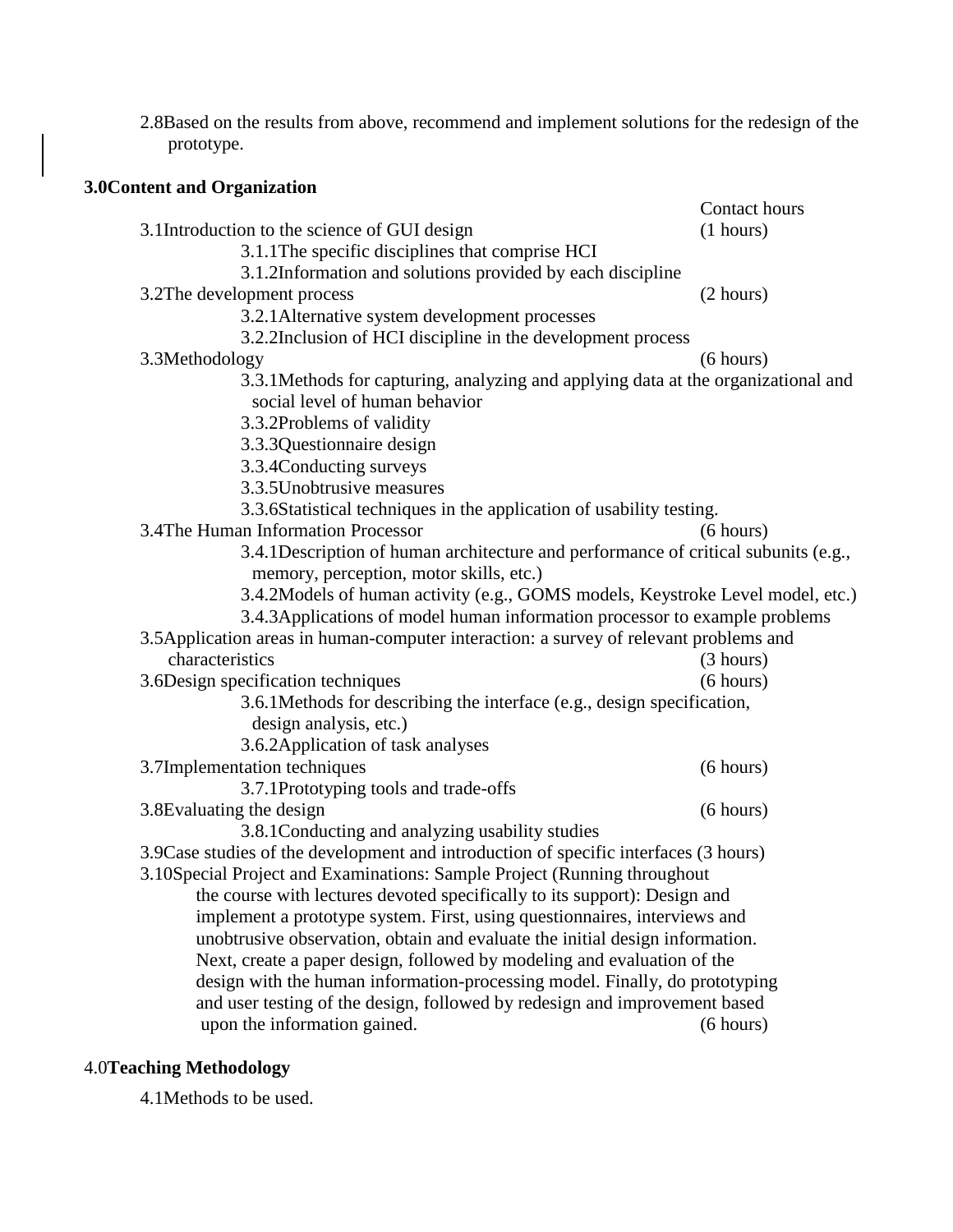2.8Based on the results from above, recommend and implement solutions for the redesign of the prototype.

## 3.0Content and Organization

Contact hours

3.1Introduction to the science of GUI design (1 hours)

- 3.1.1The specific disciplines that comprise HCI
- 3.1.2Information and solutions provided by each discipline

3.2The development process (2 hours)

- 3.2.1Alternative system development processes
- 3.2.2Inclusion of HCI discipline in the development process

3.3Methodology (6 hours)

- 3.3.1Methods for capturing, analyzing and applying data at the organizational and social level of human behavior
- 3.3.2Problems of validity
- 3.3.3Questionnaire design
- 3.3.4Conducting surveys
- 3.3.5Unobtrusive measures
- 3.3.6Statistical techniques in the application of usability testing.

3.4The Human Information Processor (6 hours)

- 3.4.1Description of human architecture and performance of critical subunits (e.g., memory, perception, motor skills, etc.)
- 3.4.2Models of human activity (e.g., GOMS models, Keystroke Level model, etc.)
- 3.4.3Applications of model human information processor to example problems

3.5Application areas in human-computer interaction: a survey of relevant problems and characteristics (3 hours)

3.6Design specification techniques (6 hours)

- 3.6.1Methods for describing the interface (e.g., design specification, design analysis, etc.)
- 3.6.2Application of task analyses

3.7Implementation techniques (6 hours)

- 3.7.1Prototyping tools and trade-offs

3.8Evaluating the design (6 hours)

- 3.8.1Conducting and analyzing usability studies

3.9Case studies of the development and introduction of specific interfaces (3 hours)

3.10Special Project and Examinations: Sample Project (Running throughout the course with lectures devoted specifically to its support): Design and implement a prototype system. First, using questionnaires, interviews and unobtrusive observation, obtain and evaluate the initial design information. Next, create a paper design, followed by modeling and evaluation of the design with the human information-processing model. Finally, do prototyping and user testing of the design, followed by redesign and improvement based upon the information gained. (6 hours)

## 4.0**Teaching Methodology**

4.1Methods to be used.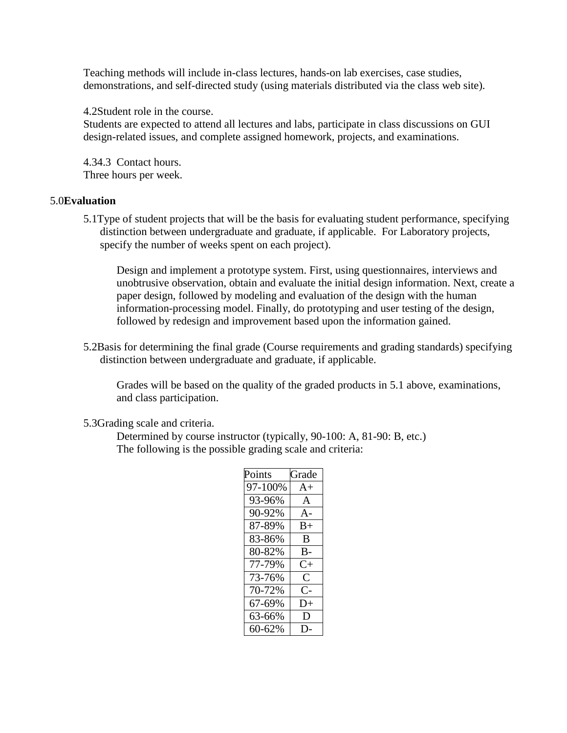Teaching methods will include in-class lectures, hands-on lab exercises, case studies, demonstrations, and self-directed study (using materials distributed via the class web site).

4.2Student role in the course.
Students are expected to attend all lectures and labs, participate in class discussions on GUI design-related issues, and complete assigned homework, projects, and examinations.

4.34.3 Contact hours.
Three hours per week.

5.0**Evaluation**

5.1Type of student projects that will be the basis for evaluating student performance, specifying distinction between undergraduate and graduate, if applicable. For Laboratory projects, specify the number of weeks spent on each project).

Design and implement a prototype system. First, using questionnaires, interviews and unobtrusive observation, obtain and evaluate the initial design information. Next, create a paper design, followed by modeling and evaluation of the design with the human information-processing model. Finally, do prototyping and user testing of the design, followed by redesign and improvement based upon the information gained.

5.2Basis for determining the final grade (Course requirements and grading standards) specifying distinction between undergraduate and graduate, if applicable.

Grades will be based on the quality of the graded products in 5.1 above, examinations, and class participation.

5.3Grading scale and criteria.
Determined by course instructor (typically, 90-100: A, 81-90: B, etc.)
The following is the possible grading scale and criteria:

| Points | Grade |
|---|---|
| 97-100% | A+ |
| 93-96% | A |
| 90-92% | A- |
| 87-89% | B+ |
| 83-86% | B |
| 80-82% | B- |
| 77-79% | C+ |
| 73-76% | C |
| 70-72% | C- |
| 67-69% | D+ |
| 63-66% | D |
| 60-62% | D- |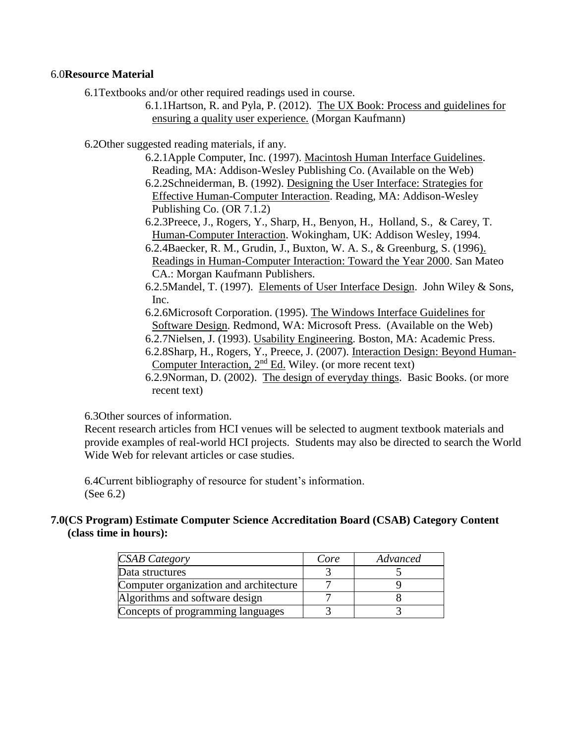6.0**Resource Material**

6.1Textbooks and/or other required readings used in course.

6.1.1Hartson, R. and Pyla, P. (2012). The UX Book: Process and guidelines for ensuring a quality user experience. (Morgan Kaufmann)

6.2Other suggested reading materials, if any.

6.2.1Apple Computer, Inc. (1997). Macintosh Human Interface Guidelines. Reading, MA: Addison-Wesley Publishing Co. (Available on the Web)

6.2.2Schneiderman, B. (1992). Designing the User Interface: Strategies for Effective Human-Computer Interaction. Reading, MA: Addison-Wesley Publishing Co. (OR 7.1.2)

6.2.3Preece, J., Rogers, Y., Sharp, H., Benyon, H., Holland, S., & Carey, T. Human-Computer Interaction. Wokingham, UK: Addison Wesley, 1994.

6.2.4Baecker, R. M., Grudin, J., Buxton, W. A. S., & Greenburg, S. (1996). Readings in Human-Computer Interaction: Toward the Year 2000. San Mateo CA.: Morgan Kaufmann Publishers.

6.2.5Mandel, T. (1997). Elements of User Interface Design. John Wiley & Sons, Inc.

6.2.6Microsoft Corporation. (1995). The Windows Interface Guidelines for Software Design. Redmond, WA: Microsoft Press. (Available on the Web)

6.2.7Nielsen, J. (1993). Usability Engineering. Boston, MA: Academic Press.

6.2.8Sharp, H., Rogers, Y., Preece, J. (2007). Interaction Design: Beyond Human-Computer Interaction, 2nd Ed. Wiley. (or more recent text)

6.2.9Norman, D. (2002). The design of everyday things. Basic Books. (or more recent text)

6.3Other sources of information.

Recent research articles from HCI venues will be selected to augment textbook materials and provide examples of real-world HCI projects. Students may also be directed to search the World Wide Web for relevant articles or case studies.

6.4Current bibliography of resource for student's information.
(See 6.2)

**7.0(CS Program) Estimate Computer Science Accreditation Board (CSAB) Category Content (class time in hours):**

| *CSAB Category* | *Core* | *Advanced* |
|---|---|---|
| Data structures | 3 | 5 |
| Computer organization and architecture | 7 | 9 |
| Algorithms and software design | 7 | 8 |
| Concepts of programming languages | 3 | 3 |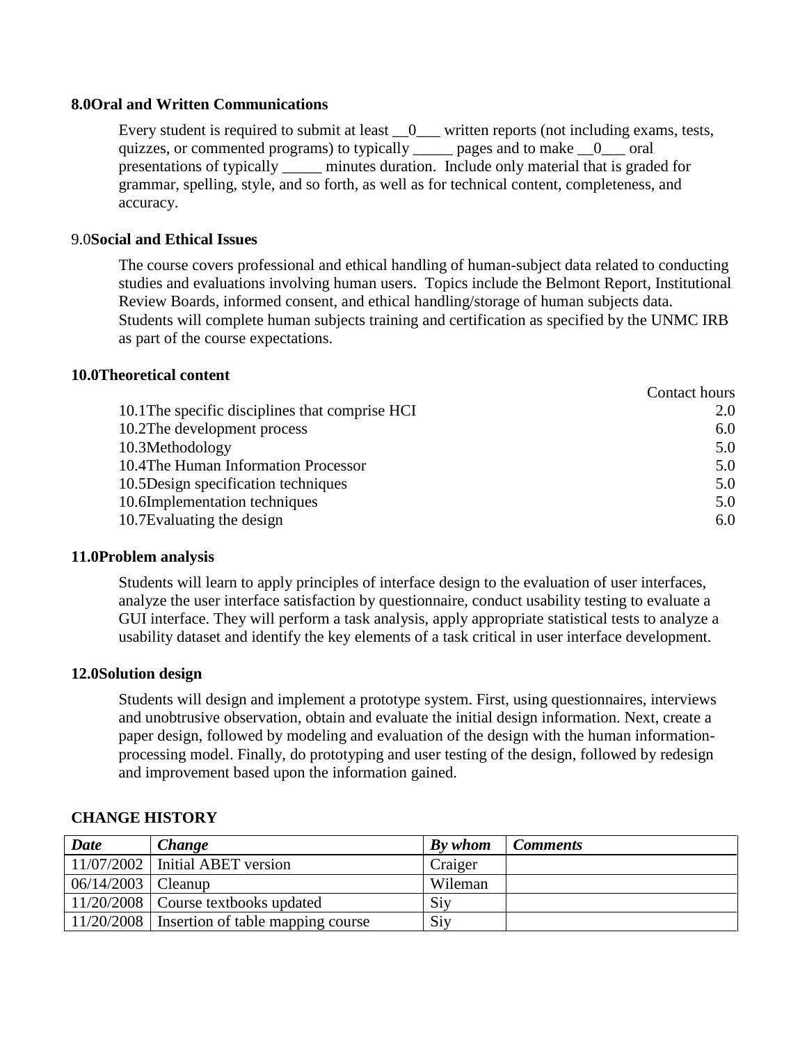**8.0Oral and Written Communications**

Every student is required to submit at least \_\_0\_\_\_ written reports (not including exams, tests, quizzes, or commented programs) to typically \_\_\_\_\_ pages and to make \_\_0\_\_\_ oral presentations of typically \_\_\_\_\_ minutes duration. Include only material that is graded for grammar, spelling, style, and so forth, as well as for technical content, completeness, and accuracy.

9.0**Social and Ethical Issues**

The course covers professional and ethical handling of human-subject data related to conducting studies and evaluations involving human users. Topics include the Belmont Report, Institutional Review Boards, informed consent, and ethical handling/storage of human subjects data. Students will complete human subjects training and certification as specified by the UNMC IRB as part of the course expectations.

**10.0Theoretical content**

| | Contact hours |
|---|---|
| 10.1The specific disciplines that comprise HCI | 2.0 |
| 10.2The development process | 6.0 |
| 10.3Methodology | 5.0 |
| 10.4The Human Information Processor | 5.0 |
| 10.5Design specification techniques | 5.0 |
| 10.6Implementation techniques | 5.0 |
| 10.7Evaluating the design | 6.0 |

**11.0Problem analysis**

Students will learn to apply principles of interface design to the evaluation of user interfaces, analyze the user interface satisfaction by questionnaire, conduct usability testing to evaluate a GUI interface. They will perform a task analysis, apply appropriate statistical tests to analyze a usability dataset and identify the key elements of a task critical in user interface development.

**12.0Solution design**

Students will design and implement a prototype system. First, using questionnaires, interviews and unobtrusive observation, obtain and evaluate the initial design information. Next, create a paper design, followed by modeling and evaluation of the design with the human information-processing model. Finally, do prototyping and user testing of the design, followed by redesign and improvement based upon the information gained.

**CHANGE HISTORY**

| *Date* | *Change* | *By whom* | *Comments* |
|---|---|---|---|
| 11/07/2002 | Initial ABET version | Craiger | |
| 06/14/2003 | Cleanup | Wileman | |
| 11/20/2008 | Course textbooks updated | Siy | |
| 11/20/2008 | Insertion of table mapping course | Siy | |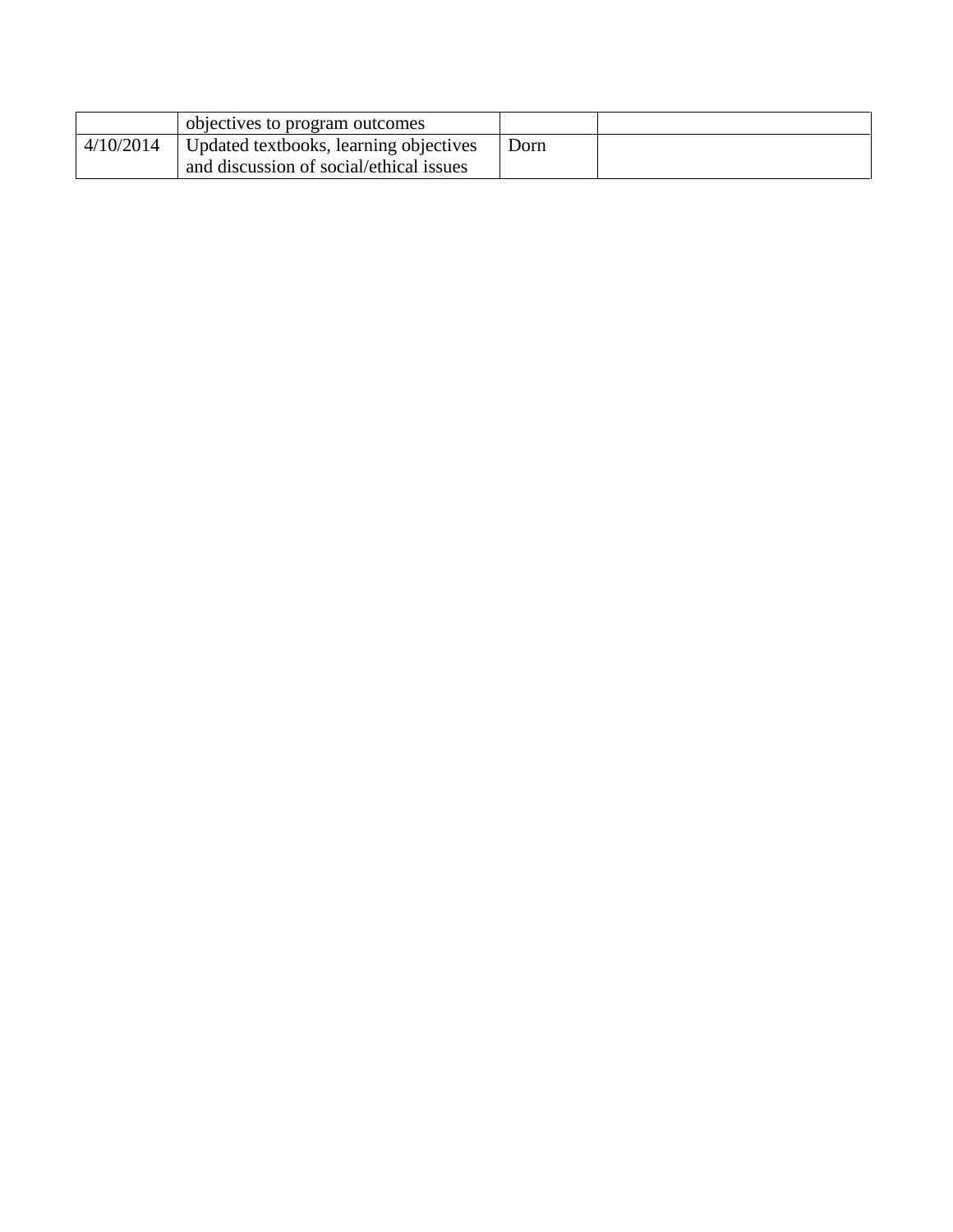| | | | |
|---|---|---|---|
| | objectives to program outcomes | | |
| 4/10/2014 | Updated textbooks, learning objectives and discussion of social/ethical issues | Dorn | |